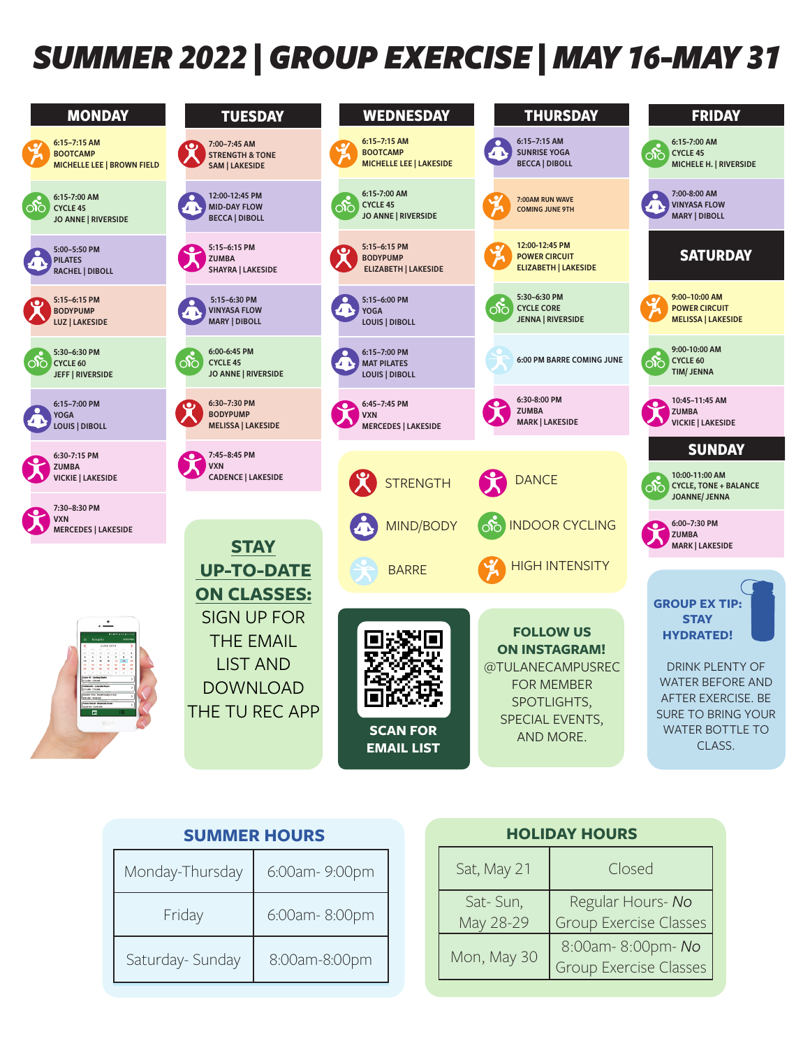# SUMMER 2022 | GROUP EXERCISE | MAY 16-MAY 31

## MONDAY

- 6:15–7:15 AM BOOTCAMP MICHELLE LEE | BROWN FIELD
- 6:15–7:00 AM CYCLE 45 JO ANNE | RIVERSIDE
- 5:00–5:50 PM PILATES RACHEL | DIBOLL
- 5:15–6:15 PM BODYPUMP LUZ | LAKESIDE
- 5:30–6:30 PM CYCLE 60 JEFF | RIVERSIDE
- 6:15–7:00 PM YOGA LOUIS | DIBOLL
- 6:30–7:15 PM ZUMBA VICKIE | LAKESIDE
- 7:30–8:30 PM VXN MERCEDES | LAKESIDE

## TUESDAY

- 7:00–7:45 AM STRENGTH & TONE SAM | LAKESIDE
- 12:00–12:45 PM MID-DAY FLOW BECCA | DIBOLL
- 5:15–6:15 PM ZUMBA SHAYRA | LAKESIDE
- 5:15–6:30 PM VINYASA FLOW MARY | DIBOLL
- 6:00–6:45 PM CYCLE 45 JO ANNE | RIVERSIDE
- 6:30–7:30 PM BODYPUMP MELISSA | LAKESIDE
- 7:45–8:45 PM VXN CADENCE | LAKESIDE

## WEDNESDAY

- 6:15–7:15 AM BOOTCAMP MICHELLE LEE | LAKESIDE
- 6:15–7:00 AM CYCLE 45 JO ANNE | RIVERSIDE
- 5:15–6:15 PM BODYPUMP ELIZABETH | LAKESIDE
- 5:15–6:00 PM YOGA LOUIS | DIBOLL
- 6:15–7:00 PM MAT PILATES LOUIS | DIBOLL
- 6:45–7:45 PM VXN MERCEDES | LAKESIDE

## THURSDAY

- 6:15–7:15 AM SUNRISE YOGA BECCA | DIBOLL
- 7:00AM RUN WAVE COMING JUNE 9TH
- 12:00–12:45 PM POWER CIRCUIT ELIZABETH | LAKESIDE
- 5:30–6:30 PM CYCLE CORE JENNA | RIVERSIDE
- 6:00 PM BARRE COMING JUNE
- 6:30–8:00 PM ZUMBA MARK | LAKESIDE

## FRIDAY

- 6:15–7:00 AM CYCLE 45 MICHELE H. | RIVERSIDE
- 7:00–8:00 AM VINYASA FLOW MARY | DIBOLL

## SATURDAY

- 9:00–10:00 AM POWER CIRCUIT MELISSA | LAKESIDE
- 9:00–10:00 AM CYCLE 60 TIM/ JENNA
- 10:45–11:45 AM ZUMBA VICKIE | LAKESIDE

## SUNDAY

- 10:00–11:00 AM CYCLE, TONE + BALANCE JOANNE/ JENNA
- 6:00–7:30 PM ZUMBA MARK | LAKESIDE

**Legend:** STRENGTH · DANCE · MIND/BODY · INDOOR CYCLING · BARRE · HIGH INTENSITY

**STAY UP-TO-DATE ON CLASSES:** SIGN UP FOR THE EMAIL LIST AND DOWNLOAD THE TU REC APP

**SCAN FOR EMAIL LIST**

**FOLLOW US ON INSTAGRAM!** @TULANECAMPUSREC FOR MEMBER SPOTLIGHTS, SPECIAL EVENTS, AND MORE.

**GROUP EX TIP: STAY HYDRATED!**

DRINK PLENTY OF WATER BEFORE AND AFTER EXERCISE. BE SURE TO BRING YOUR WATER BOTTLE TO CLASS.

### SUMMER HOURS

| | |
|---|---|
| Monday-Thursday | 6:00am- 9:00pm |
| Friday | 6:00am- 8:00pm |
| Saturday- Sunday | 8:00am-8:00pm |

### HOLIDAY HOURS

| | |
|---|---|
| Sat, May 21 | Closed |
| Sat- Sun, May 28-29 | Regular Hours- *No* Group Exercise Classes |
| Mon, May 30 | 8:00am- 8:00pm- *No* Group Exercise Classes |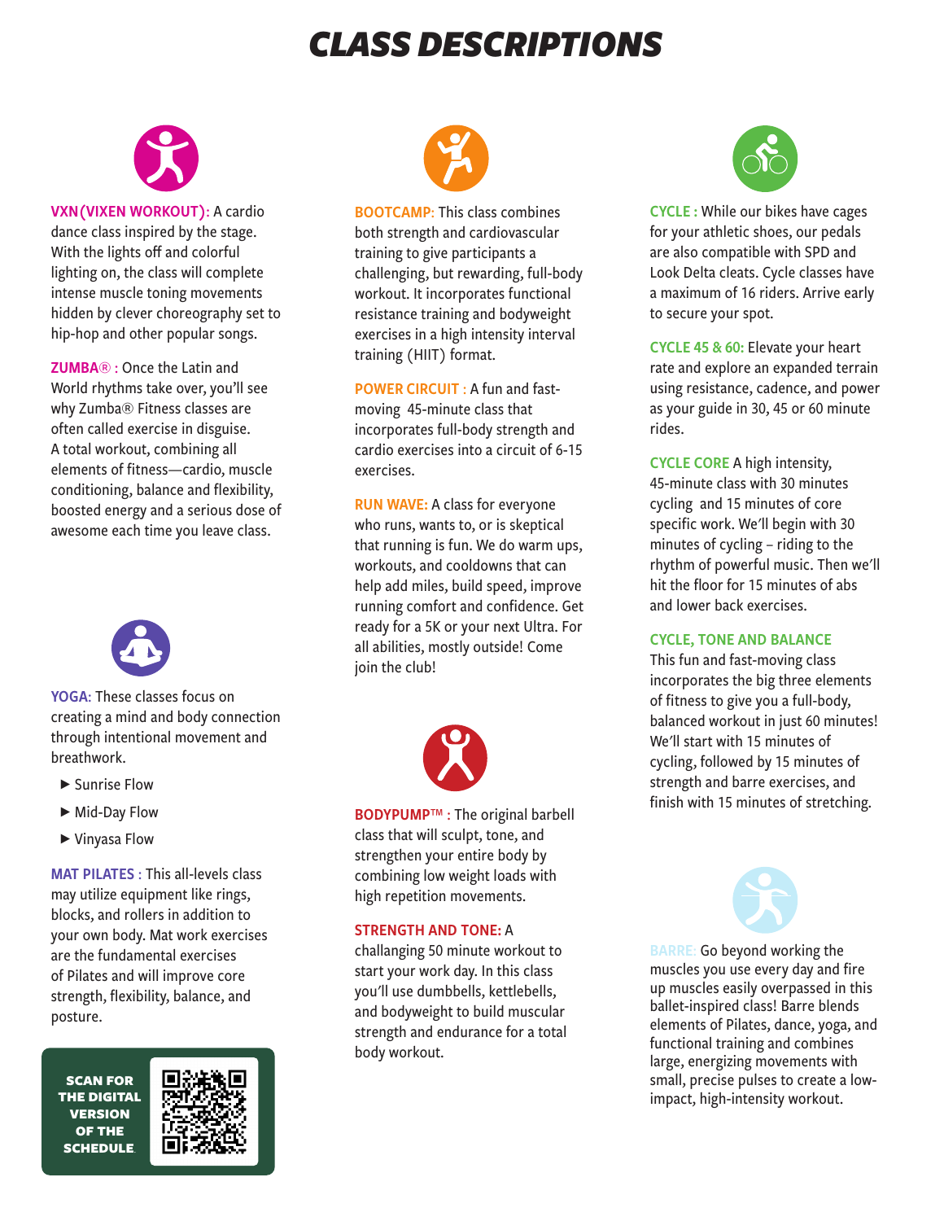# CLASS DESCRIPTIONS

**VXN(VIXEN WORKOUT):** A cardio dance class inspired by the stage. With the lights off and colorful lighting on, the class will complete intense muscle toning movements hidden by clever choreography set to hip-hop and other popular songs.

**ZUMBA® :** Once the Latin and World rhythms take over, you'll see why Zumba® Fitness classes are often called exercise in disguise. A total workout, combining all elements of fitness—cardio, muscle conditioning, balance and flexibility, boosted energy and a serious dose of awesome each time you leave class.

**YOGA:** These classes focus on creating a mind and body connection through intentional movement and breathwork.

- Sunrise Flow
- Mid-Day Flow
- Vinyasa Flow

**MAT PILATES :** This all-levels class may utilize equipment like rings, blocks, and rollers in addition to your own body. Mat work exercises are the fundamental exercises of Pilates and will improve core strength, flexibility, balance, and posture.

**SCAN FOR THE DIGITAL VERSION OF THE SCHEDULE.**

**BOOTCAMP:** This class combines both strength and cardiovascular training to give participants a challenging, but rewarding, full-body workout. It incorporates functional resistance training and bodyweight exercises in a high intensity interval training (HIIT) format.

**POWER CIRCUIT :** A fun and fast-moving 45-minute class that incorporates full-body strength and cardio exercises into a circuit of 6-15 exercises.

**RUN WAVE:** A class for everyone who runs, wants to, or is skeptical that running is fun. We do warm ups, workouts, and cooldowns that can help add miles, build speed, improve running comfort and confidence. Get ready for a 5K or your next Ultra. For all abilities, mostly outside! Come join the club!

**BODYPUMP™ :** The original barbell class that will sculpt, tone, and strengthen your entire body by combining low weight loads with high repetition movements.

**STRENGTH AND TONE:** A challenging 50 minute workout to start your work day. In this class you'll use dumbbells, kettlebells, and bodyweight to build muscular strength and endurance for a total body workout.

**CYCLE :** While our bikes have cages for your athletic shoes, our pedals are also compatible with SPD and Look Delta cleats. Cycle classes have a maximum of 16 riders. Arrive early to secure your spot.

**CYCLE 45 & 60:** Elevate your heart rate and explore an expanded terrain using resistance, cadence, and power as your guide in 30, 45 or 60 minute rides.

**CYCLE CORE** A high intensity, 45-minute class with 30 minutes cycling and 15 minutes of core specific work. We'll begin with 30 minutes of cycling – riding to the rhythm of powerful music. Then we'll hit the floor for 15 minutes of abs and lower back exercises.

**CYCLE, TONE AND BALANCE**
This fun and fast-moving class incorporates the big three elements of fitness to give you a full-body, balanced workout in just 60 minutes! We'll start with 15 minutes of cycling, followed by 15 minutes of strength and barre exercises, and finish with 15 minutes of stretching.

**BARRE:** Go beyond working the muscles you use every day and fire up muscles easily overpassed in this ballet-inspired class! Barre blends elements of Pilates, dance, yoga, and functional training and combines large, energizing movements with small, precise pulses to create a low-impact, high-intensity workout.